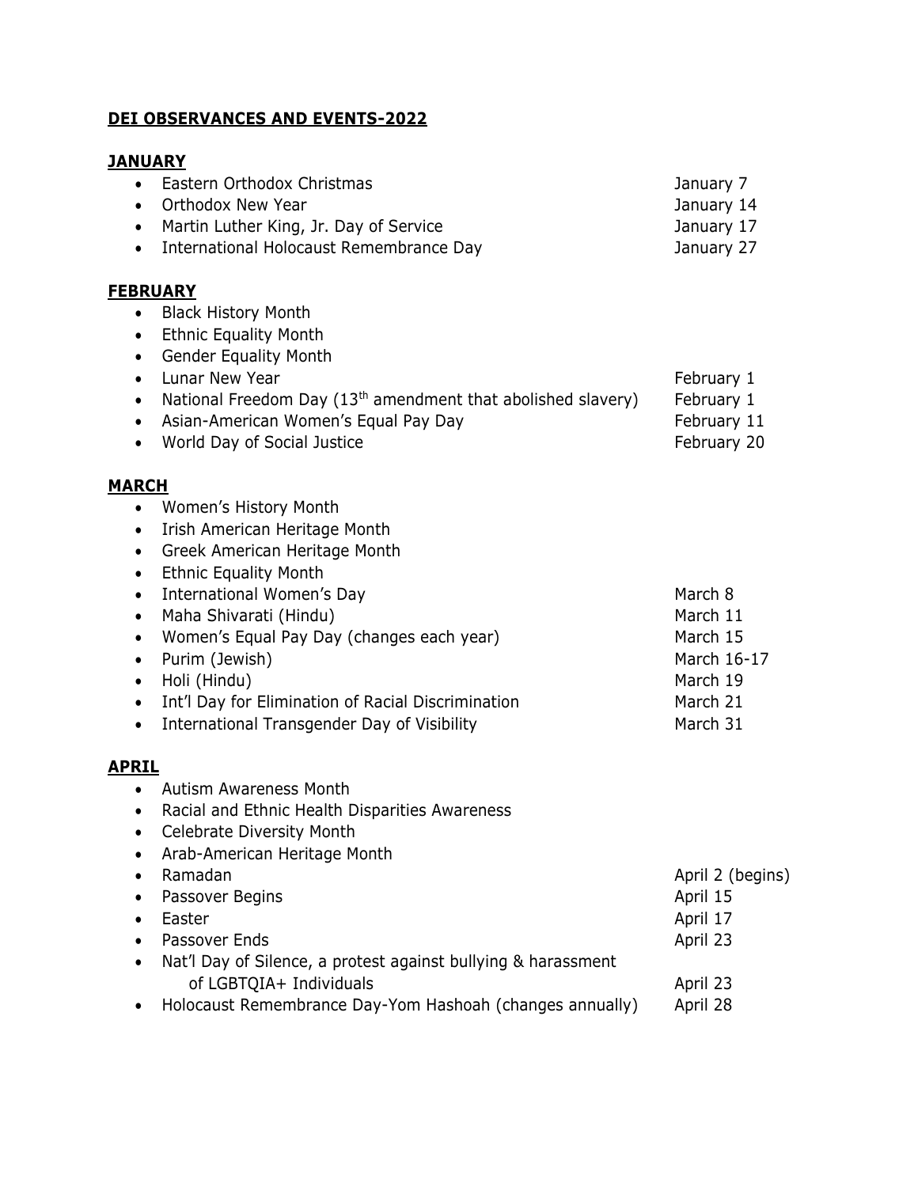**DEI OBSERVANCES AND EVENTS-2022**

**JANUARY**

- Eastern Orthodox Christmas — January 7
- Orthodox New Year — January 14
- Martin Luther King, Jr. Day of Service — January 17
- International Holocaust Remembrance Day — January 27

**FEBRUARY**

- Black History Month
- Ethnic Equality Month
- Gender Equality Month
- Lunar New Year — February 1
- National Freedom Day (13th amendment that abolished slavery) — February 1
- Asian-American Women's Equal Pay Day — February 11
- World Day of Social Justice — February 20

**MARCH**

- Women's History Month
- Irish American Heritage Month
- Greek American Heritage Month
- Ethnic Equality Month
- International Women's Day — March 8
- Maha Shivarati (Hindu) — March 11
- Women's Equal Pay Day (changes each year) — March 15
- Purim (Jewish) — March 16-17
- Holi (Hindu) — March 19
- Int'l Day for Elimination of Racial Discrimination — March 21
- International Transgender Day of Visibility — March 31

**APRIL**

- Autism Awareness Month
- Racial and Ethnic Health Disparities Awareness
- Celebrate Diversity Month
- Arab-American Heritage Month
- Ramadan — April 2 (begins)
- Passover Begins — April 15
- Easter — April 17
- Passover Ends — April 23
- Nat'l Day of Silence, a protest against bullying & harassment of LGBTQIA+ Individuals — April 23
- Holocaust Remembrance Day-Yom Hashoah (changes annually) — April 28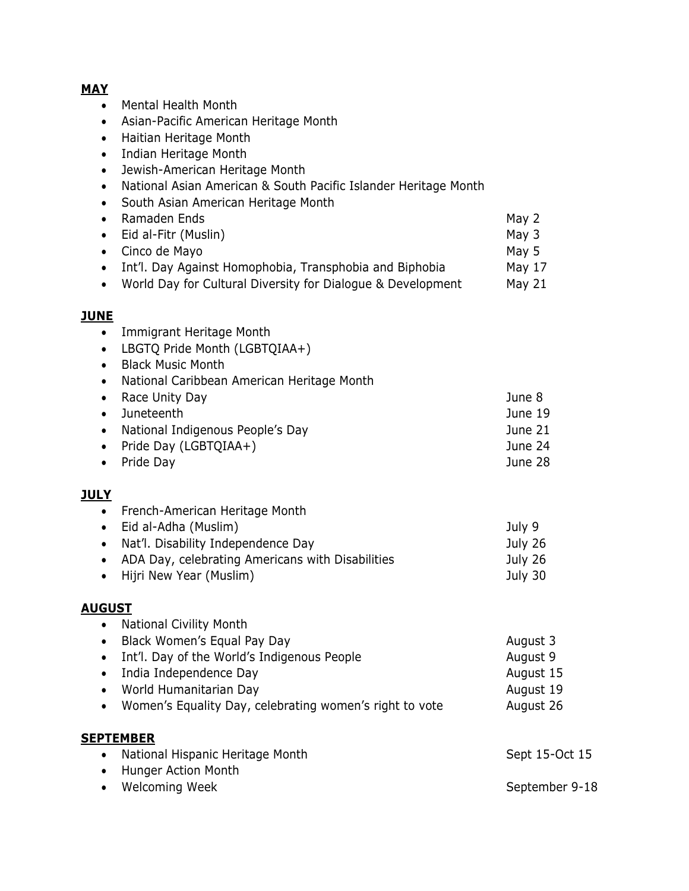**MAY**

- Mental Health Month
- Asian-Pacific American Heritage Month
- Haitian Heritage Month
- Indian Heritage Month
- Jewish-American Heritage Month
- National Asian American & South Pacific Islander Heritage Month
- South Asian American Heritage Month
- Ramaden Ends — May 2
- Eid al-Fitr (Muslin) — May 3
- Cinco de Mayo — May 5
- Int'l. Day Against Homophobia, Transphobia and Biphobia — May 17
- World Day for Cultural Diversity for Dialogue & Development — May 21

**JUNE**

- Immigrant Heritage Month
- LBGTQ Pride Month (LGBTQIAA+)
- Black Music Month
- National Caribbean American Heritage Month
- Race Unity Day — June 8
- Juneteenth — June 19
- National Indigenous People's Day — June 21
- Pride Day (LGBTQIAA+) — June 24
- Pride Day — June 28

**JULY**

- French-American Heritage Month
- Eid al-Adha (Muslim) — July 9
- Nat'l. Disability Independence Day — July 26
- ADA Day, celebrating Americans with Disabilities — July 26
- Hijri New Year (Muslim) — July 30

**AUGUST**

- National Civility Month
- Black Women's Equal Pay Day — August 3
- Int'l. Day of the World's Indigenous People — August 9
- India Independence Day — August 15
- World Humanitarian Day — August 19
- Women's Equality Day, celebrating women's right to vote — August 26

**SEPTEMBER**

- National Hispanic Heritage Month — Sept 15-Oct 15
- Hunger Action Month
- Welcoming Week — September 9-18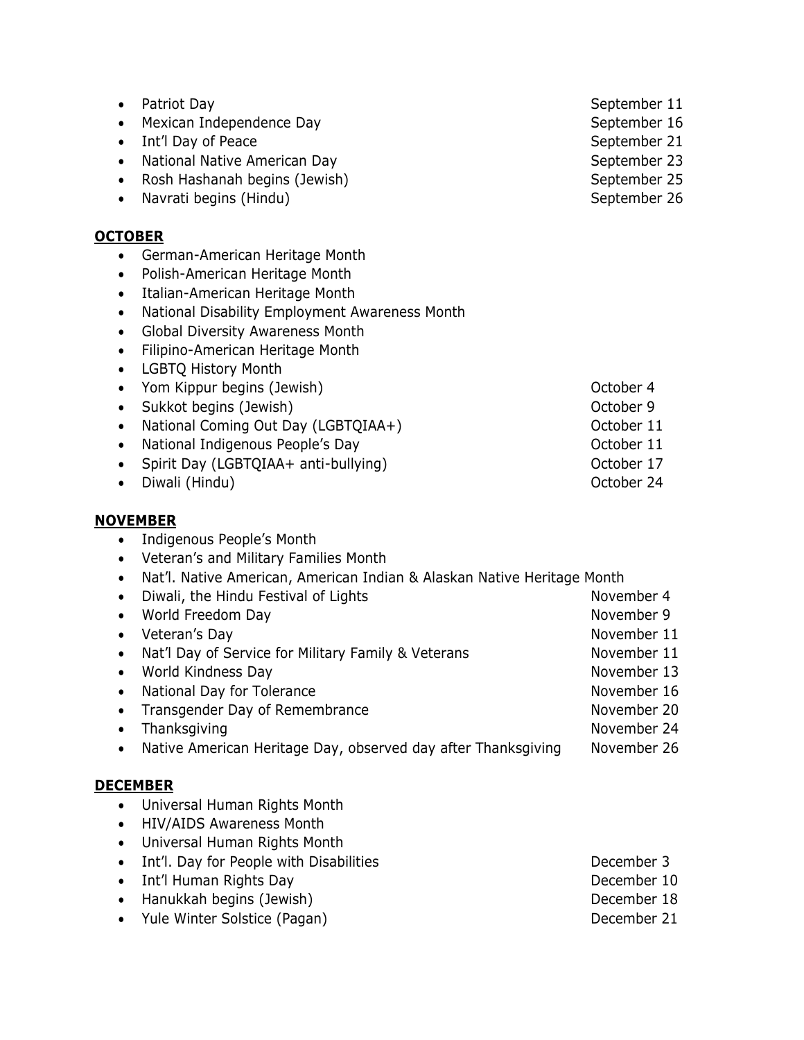- Patriot Day — September 11
- Mexican Independence Day — September 16
- Int'l Day of Peace — September 21
- National Native American Day — September 23
- Rosh Hashanah begins (Jewish) — September 25
- Navrati begins (Hindu) — September 26

**<u>OCTOBER</u>**

- German-American Heritage Month
- Polish-American Heritage Month
- Italian-American Heritage Month
- National Disability Employment Awareness Month
- Global Diversity Awareness Month
- Filipino-American Heritage Month
- LGBTQ History Month
- Yom Kippur begins (Jewish) — October 4
- Sukkot begins (Jewish) — October 9
- National Coming Out Day (LGBTQIAA+) — October 11
- National Indigenous People's Day — October 11
- Spirit Day (LGBTQIAA+ anti-bullying) — October 17
- Diwali (Hindu) — October 24

**<u>NOVEMBER</u>**

- Indigenous People's Month
- Veteran's and Military Families Month
- Nat'l. Native American, American Indian & Alaskan Native Heritage Month
- Diwali, the Hindu Festival of Lights — November 4
- World Freedom Day — November 9
- Veteran's Day — November 11
- Nat'l Day of Service for Military Family & Veterans — November 11
- World Kindness Day — November 13
- National Day for Tolerance — November 16
- Transgender Day of Remembrance — November 20
- Thanksgiving — November 24
- Native American Heritage Day, observed day after Thanksgiving — November 26

**<u>DECEMBER</u>**

- Universal Human Rights Month
- HIV/AIDS Awareness Month
- Universal Human Rights Month
- Int'l. Day for People with Disabilities — December 3
- Int'l Human Rights Day — December 10
- Hanukkah begins (Jewish) — December 18
- Yule Winter Solstice (Pagan) — December 21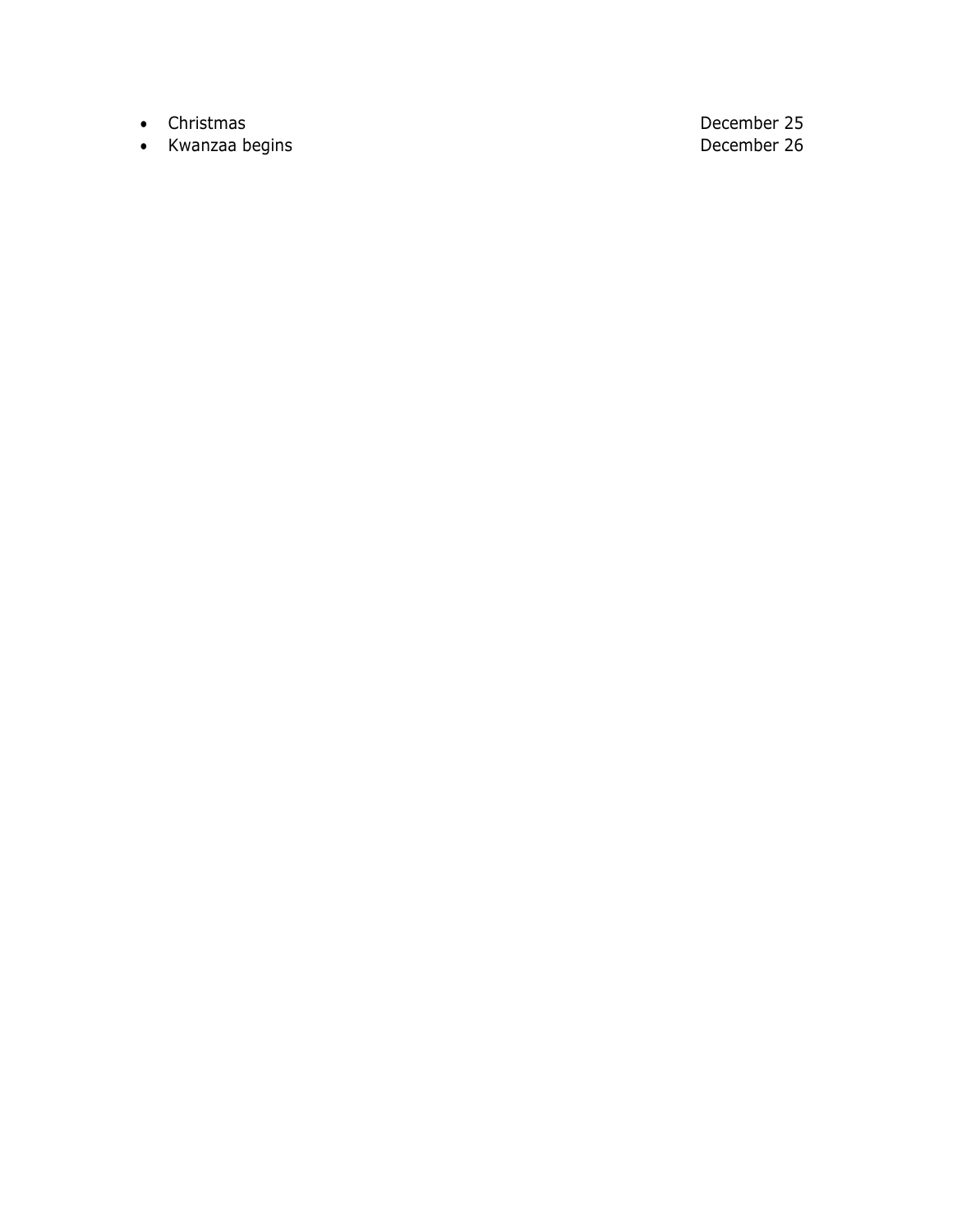- Christmas December 25
- Kwanzaa begins December 26